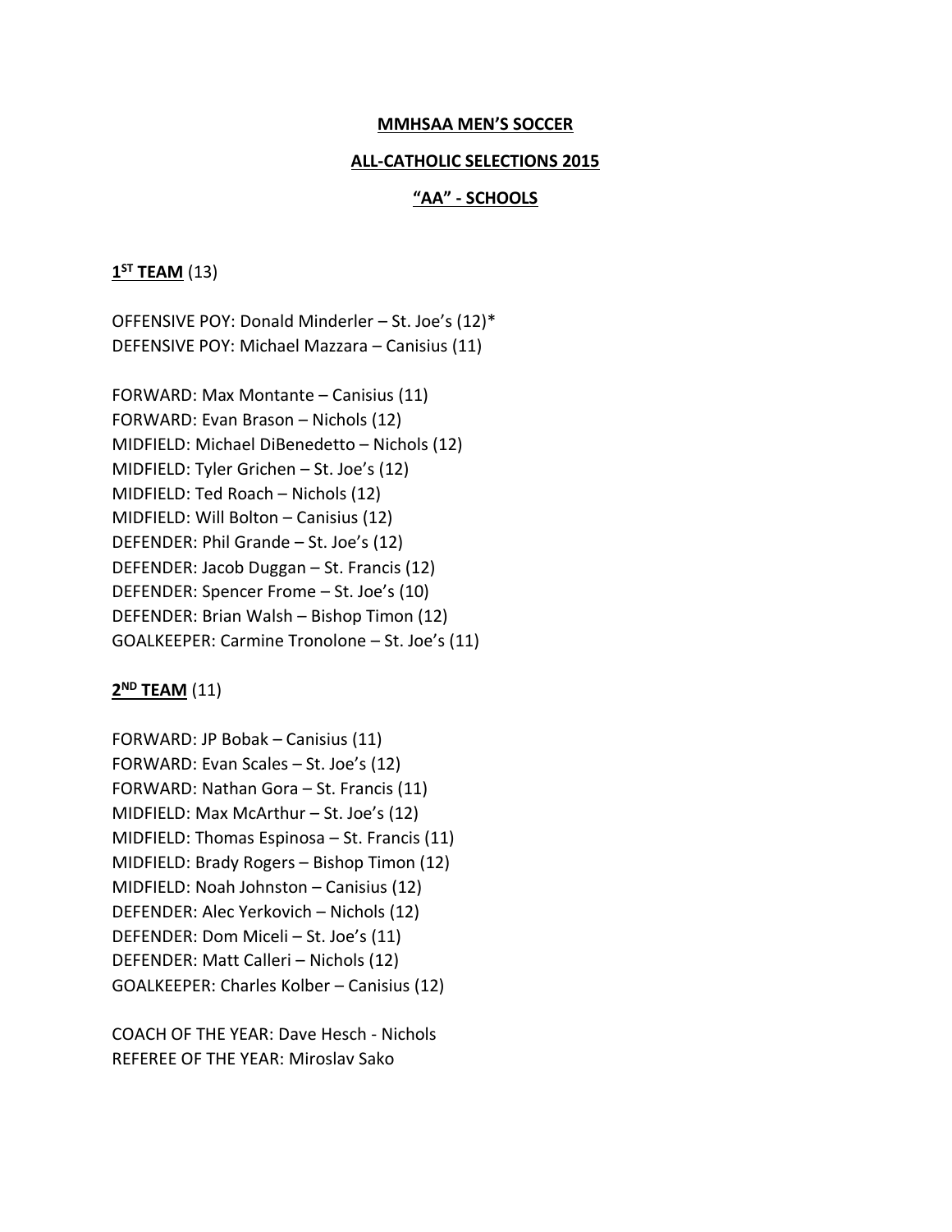**MMHSAA MEN'S SOCCER**

**ALL-CATHOLIC SELECTIONS 2015**

**"AA" - SCHOOLS**

**1ST TEAM** (13)

OFFENSIVE POY: Donald Minderler – St. Joe's (12)*
DEFENSIVE POY: Michael Mazzara – Canisius (11)

FORWARD: Max Montante – Canisius (11)
FORWARD: Evan Brason – Nichols (12)
MIDFIELD: Michael DiBenedetto – Nichols (12)
MIDFIELD: Tyler Grichen – St. Joe's (12)
MIDFIELD: Ted Roach – Nichols (12)
MIDFIELD: Will Bolton – Canisius (12)
DEFENDER: Phil Grande – St. Joe's (12)
DEFENDER: Jacob Duggan – St. Francis (12)
DEFENDER: Spencer Frome – St. Joe's (10)
DEFENDER: Brian Walsh – Bishop Timon (12)
GOALKEEPER: Carmine Tronolone – St. Joe's (11)

**2ND TEAM** (11)

FORWARD: JP Bobak – Canisius (11)
FORWARD: Evan Scales – St. Joe's (12)
FORWARD: Nathan Gora – St. Francis (11)
MIDFIELD: Max McArthur – St. Joe's (12)
MIDFIELD: Thomas Espinosa – St. Francis (11)
MIDFIELD: Brady Rogers – Bishop Timon (12)
MIDFIELD: Noah Johnston – Canisius (12)
DEFENDER: Alec Yerkovich – Nichols (12)
DEFENDER: Dom Miceli – St. Joe's (11)
DEFENDER: Matt Calleri – Nichols (12)
GOALKEEPER: Charles Kolber – Canisius (12)

COACH OF THE YEAR: Dave Hesch - Nichols
REFEREE OF THE YEAR: Miroslav Sako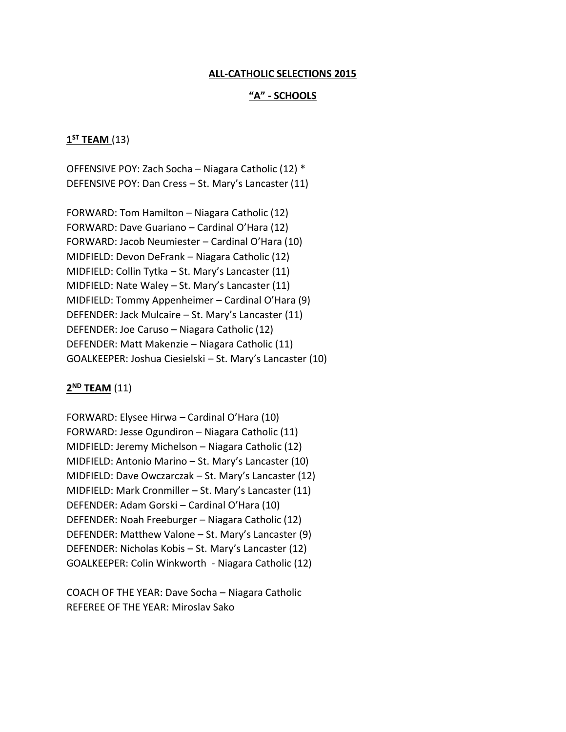# ALL-CATHOLIC SELECTIONS 2015

## “A” - SCHOOLS

**1ST TEAM** (13)

OFFENSIVE POY: Zach Socha – Niagara Catholic (12) *
DEFENSIVE POY: Dan Cress – St. Mary’s Lancaster (11)

FORWARD: Tom Hamilton – Niagara Catholic (12)
FORWARD: Dave Guariano – Cardinal O’Hara (12)
FORWARD: Jacob Neumiester – Cardinal O’Hara (10)
MIDFIELD: Devon DeFrank – Niagara Catholic (12)
MIDFIELD: Collin Tytka – St. Mary’s Lancaster (11)
MIDFIELD: Nate Waley – St. Mary’s Lancaster (11)
MIDFIELD: Tommy Appenheimer – Cardinal O’Hara (9)
DEFENDER: Jack Mulcaire – St. Mary’s Lancaster (11)
DEFENDER: Joe Caruso – Niagara Catholic (12)
DEFENDER: Matt Makenzie – Niagara Catholic (11)
GOALKEEPER: Joshua Ciesielski – St. Mary’s Lancaster (10)

**2ND TEAM** (11)

FORWARD: Elysee Hirwa – Cardinal O’Hara (10)
FORWARD: Jesse Ogundiron – Niagara Catholic (11)
MIDFIELD: Jeremy Michelson – Niagara Catholic (12)
MIDFIELD: Antonio Marino – St. Mary’s Lancaster (10)
MIDFIELD: Dave Owczarczak – St. Mary’s Lancaster (12)
MIDFIELD: Mark Cronmiller – St. Mary’s Lancaster (11)
DEFENDER: Adam Gorski – Cardinal O’Hara (10)
DEFENDER: Noah Freeburger – Niagara Catholic (12)
DEFENDER: Matthew Valone – St. Mary’s Lancaster (9)
DEFENDER: Nicholas Kobis – St. Mary’s Lancaster (12)
GOALKEEPER: Colin Winkworth - Niagara Catholic (12)

COACH OF THE YEAR: Dave Socha – Niagara Catholic
REFEREE OF THE YEAR: Miroslav Sako